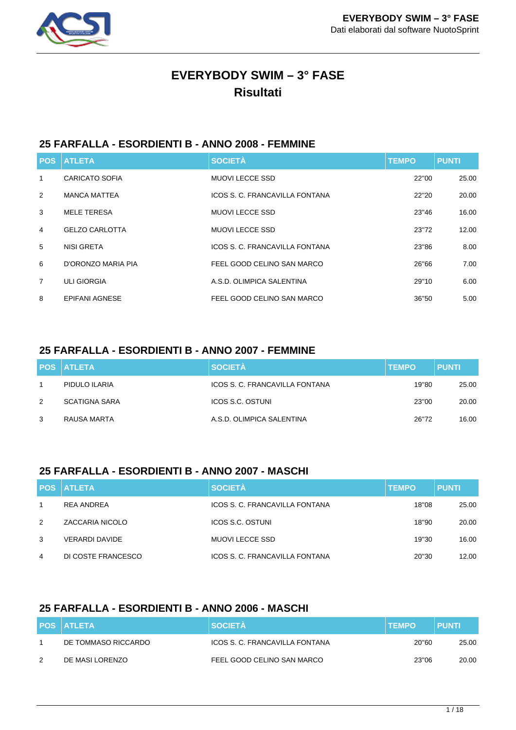# EVERYBODY SWIM – 3° FASE
## Risultati

### 25 FARFALLA - ESORDIENTI B - ANNO 2008 - FEMMINE

| POS | ATLETA | SOCIETÀ | TEMPO | PUNTI |
|---|---|---|---|---|
| 1 | CARICATO SOFIA | MUOVI LECCE SSD | 22"00 | 25.00 |
| 2 | MANCA MATTEA | ICOS S. C. FRANCAVILLA FONTANA | 22"20 | 20.00 |
| 3 | MELE TERESA | MUOVI LECCE SSD | 23"46 | 16.00 |
| 4 | GELZO CARLOTTA | MUOVI LECCE SSD | 23"72 | 12.00 |
| 5 | NISI GRETA | ICOS S. C. FRANCAVILLA FONTANA | 23"86 | 8.00 |
| 6 | D'ORONZO MARIA PIA | FEEL GOOD CELINO SAN MARCO | 26"66 | 7.00 |
| 7 | ULI GIORGIA | A.S.D. OLIMPICA SALENTINA | 29"10 | 6.00 |
| 8 | EPIFANI AGNESE | FEEL GOOD CELINO SAN MARCO | 36"50 | 5.00 |

### 25 FARFALLA - ESORDIENTI B - ANNO 2007 - FEMMINE

| POS | ATLETA | SOCIETÀ | TEMPO | PUNTI |
|---|---|---|---|---|
| 1 | PIDULO ILARIA | ICOS S. C. FRANCAVILLA FONTANA | 19"80 | 25.00 |
| 2 | SCATIGNA SARA | ICOS S.C. OSTUNI | 23"00 | 20.00 |
| 3 | RAUSA MARTA | A.S.D. OLIMPICA SALENTINA | 26"72 | 16.00 |

### 25 FARFALLA - ESORDIENTI B - ANNO 2007 - MASCHI

| POS | ATLETA | SOCIETÀ | TEMPO | PUNTI |
|---|---|---|---|---|
| 1 | REA ANDREA | ICOS S. C. FRANCAVILLA FONTANA | 18"08 | 25.00 |
| 2 | ZACCARIA NICOLO | ICOS S.C. OSTUNI | 18"90 | 20.00 |
| 3 | VERARDI DAVIDE | MUOVI LECCE SSD | 19"30 | 16.00 |
| 4 | DI COSTE FRANCESCO | ICOS S. C. FRANCAVILLA FONTANA | 20"30 | 12.00 |

### 25 FARFALLA - ESORDIENTI B - ANNO 2006 - MASCHI

| POS | ATLETA | SOCIETÀ | TEMPO | PUNTI |
|---|---|---|---|---|
| 1 | DE TOMMASO RICCARDO | ICOS S. C. FRANCAVILLA FONTANA | 20"60 | 25.00 |
| 2 | DE MASI LORENZO | FEEL GOOD CELINO SAN MARCO | 23"06 | 20.00 |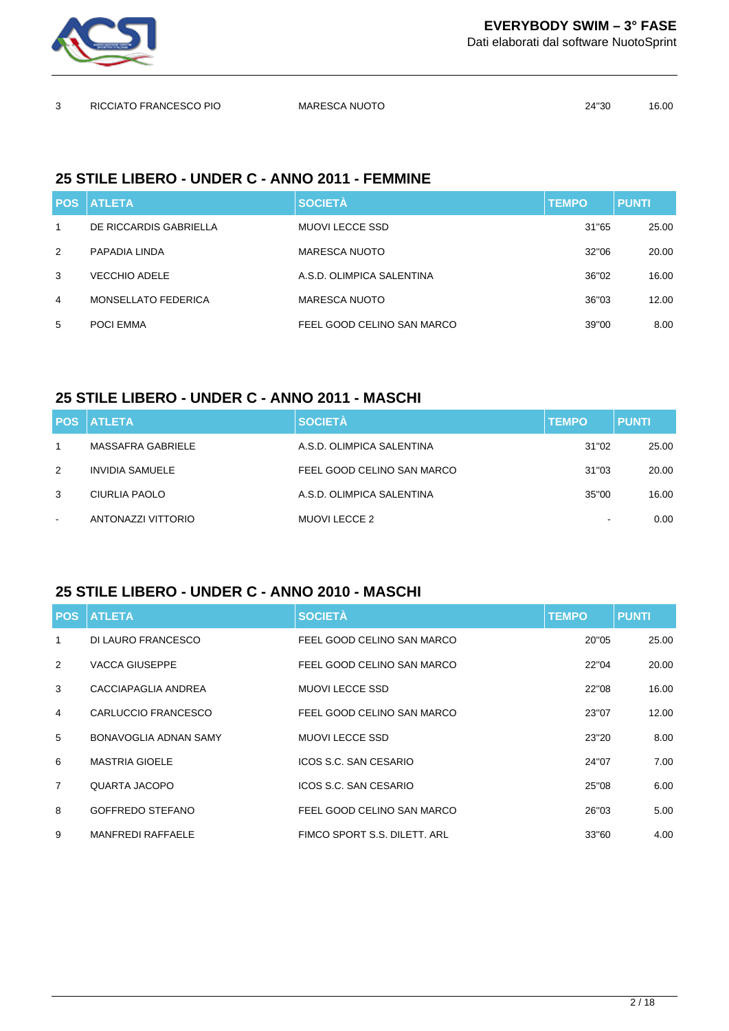| 3 | RICCIATO FRANCESCO PIO | MARESCA NUOTO | 24"30 | 16.00 |
|---|---|---|---|---|

## 25 STILE LIBERO - UNDER C - ANNO 2011 - FEMMINE

| POS | ATLETA | SOCIETÀ | TEMPO | PUNTI |
|---|---|---|---|---|
| 1 | DE RICCARDIS GABRIELLA | MUOVI LECCE SSD | 31"65 | 25.00 |
| 2 | PAPADIA LINDA | MARESCA NUOTO | 32"06 | 20.00 |
| 3 | VECCHIO ADELE | A.S.D. OLIMPICA SALENTINA | 36"02 | 16.00 |
| 4 | MONSELLATO FEDERICA | MARESCA NUOTO | 36"03 | 12.00 |
| 5 | POCI EMMA | FEEL GOOD CELINO SAN MARCO | 39"00 | 8.00 |

## 25 STILE LIBERO - UNDER C - ANNO 2011 - MASCHI

| POS | ATLETA | SOCIETÀ | TEMPO | PUNTI |
|---|---|---|---|---|
| 1 | MASSAFRA GABRIELE | A.S.D. OLIMPICA SALENTINA | 31"02 | 25.00 |
| 2 | INVIDIA SAMUELE | FEEL GOOD CELINO SAN MARCO | 31"03 | 20.00 |
| 3 | CIURLIA PAOLO | A.S.D. OLIMPICA SALENTINA | 35"00 | 16.00 |
| - | ANTONAZZI VITTORIO | MUOVI LECCE 2 | - | 0.00 |

## 25 STILE LIBERO - UNDER C - ANNO 2010 - MASCHI

| POS | ATLETA | SOCIETÀ | TEMPO | PUNTI |
|---|---|---|---|---|
| 1 | DI LAURO FRANCESCO | FEEL GOOD CELINO SAN MARCO | 20"05 | 25.00 |
| 2 | VACCA GIUSEPPE | FEEL GOOD CELINO SAN MARCO | 22"04 | 20.00 |
| 3 | CACCIAPAGLIA ANDREA | MUOVI LECCE SSD | 22"08 | 16.00 |
| 4 | CARLUCCIO FRANCESCO | FEEL GOOD CELINO SAN MARCO | 23"07 | 12.00 |
| 5 | BONAVOGLIA ADNAN SAMY | MUOVI LECCE SSD | 23"20 | 8.00 |
| 6 | MASTRIA GIOELE | ICOS S.C. SAN CESARIO | 24"07 | 7.00 |
| 7 | QUARTA JACOPO | ICOS S.C. SAN CESARIO | 25"08 | 6.00 |
| 8 | GOFFREDO STEFANO | FEEL GOOD CELINO SAN MARCO | 26"03 | 5.00 |
| 9 | MANFREDI RAFFAELE | FIMCO SPORT S.S. DILETT. ARL | 33"60 | 4.00 |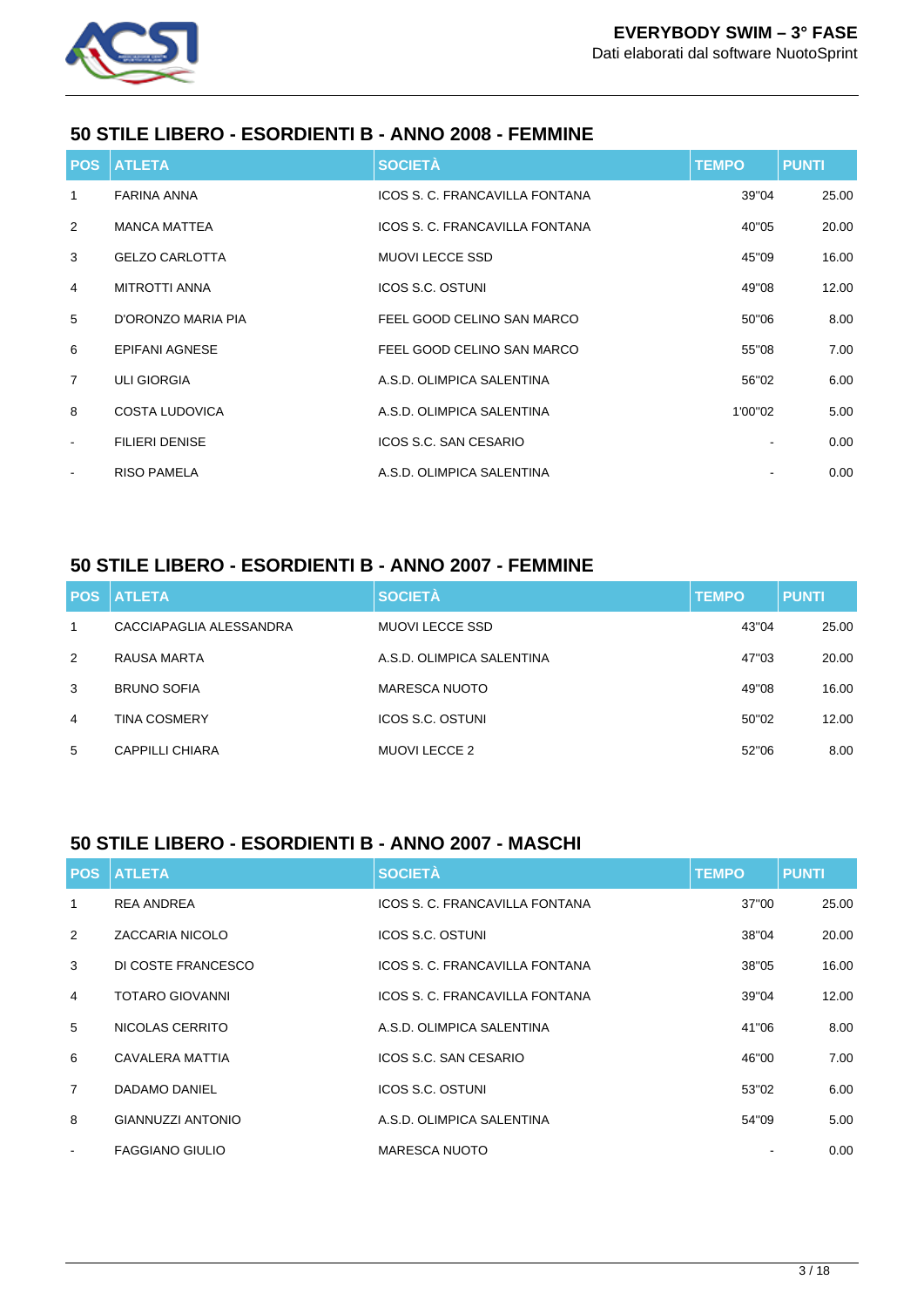## 50 STILE LIBERO - ESORDIENTI B - ANNO 2008 - FEMMINE

| POS | ATLETA | SOCIETÀ | TEMPO | PUNTI |
|---|---|---|---|---|
| 1 | FARINA ANNA | ICOS S. C. FRANCAVILLA FONTANA | 39"04 | 25.00 |
| 2 | MANCA MATTEA | ICOS S. C. FRANCAVILLA FONTANA | 40"05 | 20.00 |
| 3 | GELZO CARLOTTA | MUOVI LECCE SSD | 45"09 | 16.00 |
| 4 | MITROTTI ANNA | ICOS S.C. OSTUNI | 49"08 | 12.00 |
| 5 | D'ORONZO MARIA PIA | FEEL GOOD CELINO SAN MARCO | 50"06 | 8.00 |
| 6 | EPIFANI AGNESE | FEEL GOOD CELINO SAN MARCO | 55"08 | 7.00 |
| 7 | ULI GIORGIA | A.S.D. OLIMPICA SALENTINA | 56"02 | 6.00 |
| 8 | COSTA LUDOVICA | A.S.D. OLIMPICA SALENTINA | 1'00"02 | 5.00 |
| - | FILIERI DENISE | ICOS S.C. SAN CESARIO | - | 0.00 |
| - | RISO PAMELA | A.S.D. OLIMPICA SALENTINA | - | 0.00 |

## 50 STILE LIBERO - ESORDIENTI B - ANNO 2007 - FEMMINE

| POS | ATLETA | SOCIETÀ | TEMPO | PUNTI |
|---|---|---|---|---|
| 1 | CACCIAPAGLIA ALESSANDRA | MUOVI LECCE SSD | 43"04 | 25.00 |
| 2 | RAUSA MARTA | A.S.D. OLIMPICA SALENTINA | 47"03 | 20.00 |
| 3 | BRUNO SOFIA | MARESCA NUOTO | 49"08 | 16.00 |
| 4 | TINA COSMERY | ICOS S.C. OSTUNI | 50"02 | 12.00 |
| 5 | CAPPILLI CHIARA | MUOVI LECCE 2 | 52"06 | 8.00 |

## 50 STILE LIBERO - ESORDIENTI B - ANNO 2007 - MASCHI

| POS | ATLETA | SOCIETÀ | TEMPO | PUNTI |
|---|---|---|---|---|
| 1 | REA ANDREA | ICOS S. C. FRANCAVILLA FONTANA | 37"00 | 25.00 |
| 2 | ZACCARIA NICOLO | ICOS S.C. OSTUNI | 38"04 | 20.00 |
| 3 | DI COSTE FRANCESCO | ICOS S. C. FRANCAVILLA FONTANA | 38"05 | 16.00 |
| 4 | TOTARO GIOVANNI | ICOS S. C. FRANCAVILLA FONTANA | 39"04 | 12.00 |
| 5 | NICOLAS CERRITO | A.S.D. OLIMPICA SALENTINA | 41"06 | 8.00 |
| 6 | CAVALERA MATTIA | ICOS S.C. SAN CESARIO | 46"00 | 7.00 |
| 7 | DADAMO DANIEL | ICOS S.C. OSTUNI | 53"02 | 6.00 |
| 8 | GIANNUZZI ANTONIO | A.S.D. OLIMPICA SALENTINA | 54"09 | 5.00 |
| - | FAGGIANO GIULIO | MARESCA NUOTO | - | 0.00 |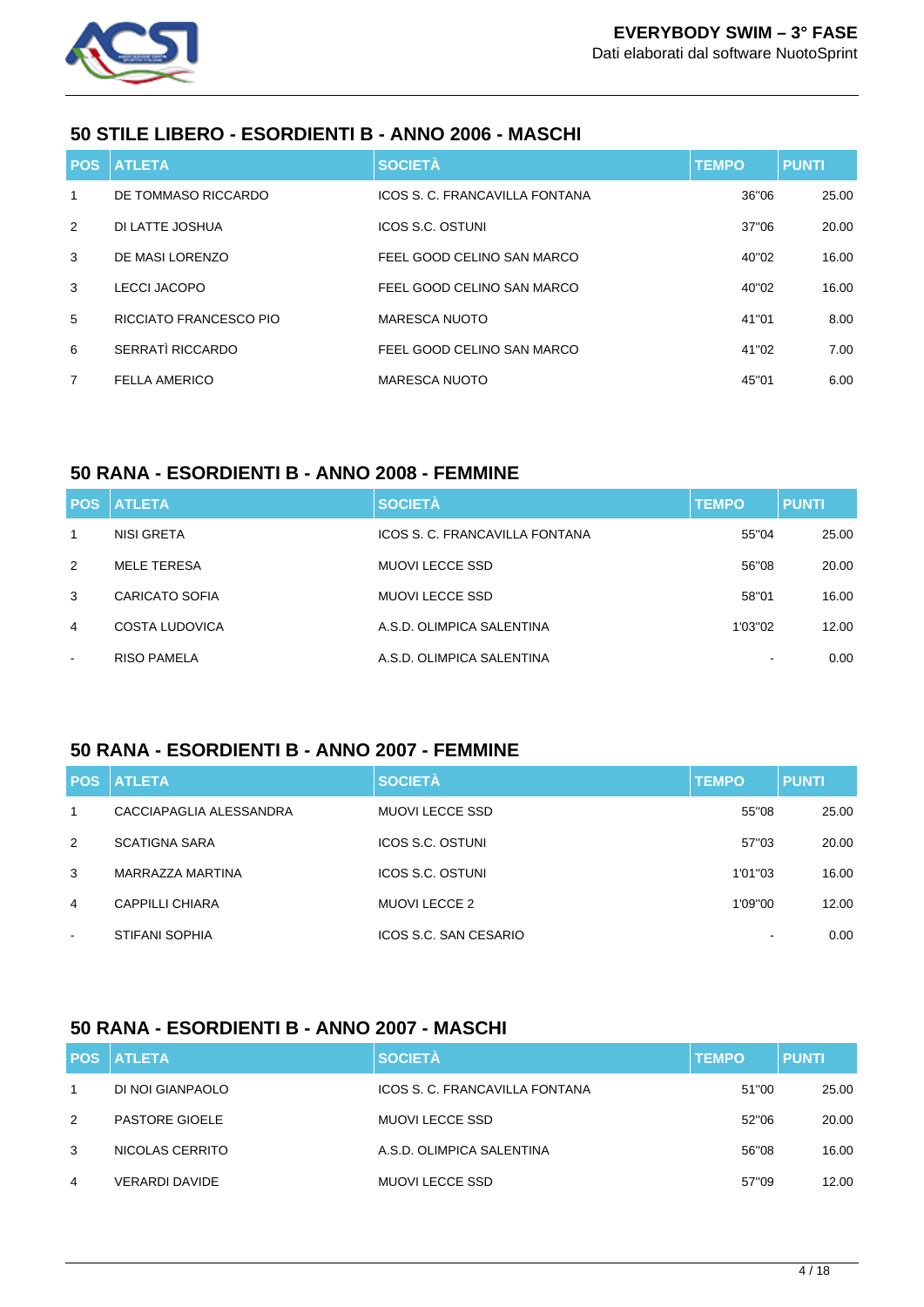## 50 STILE LIBERO - ESORDIENTI B - ANNO 2006 - MASCHI

| POS | ATLETA | SOCIETÀ | TEMPO | PUNTI |
|---|---|---|---|---|
| 1 | DE TOMMASO RICCARDO | ICOS S. C. FRANCAVILLA FONTANA | 36"06 | 25.00 |
| 2 | DI LATTE JOSHUA | ICOS S.C. OSTUNI | 37"06 | 20.00 |
| 3 | DE MASI LORENZO | FEEL GOOD CELINO SAN MARCO | 40"02 | 16.00 |
| 3 | LECCI JACOPO | FEEL GOOD CELINO SAN MARCO | 40"02 | 16.00 |
| 5 | RICCIATO FRANCESCO PIO | MARESCA NUOTO | 41"01 | 8.00 |
| 6 | SERRATÌ RICCARDO | FEEL GOOD CELINO SAN MARCO | 41"02 | 7.00 |
| 7 | FELLA AMERICO | MARESCA NUOTO | 45"01 | 6.00 |

## 50 RANA - ESORDIENTI B - ANNO 2008 - FEMMINE

| POS | ATLETA | SOCIETÀ | TEMPO | PUNTI |
|---|---|---|---|---|
| 1 | NISI GRETA | ICOS S. C. FRANCAVILLA FONTANA | 55"04 | 25.00 |
| 2 | MELE TERESA | MUOVI LECCE SSD | 56"08 | 20.00 |
| 3 | CARICATO SOFIA | MUOVI LECCE SSD | 58"01 | 16.00 |
| 4 | COSTA LUDOVICA | A.S.D. OLIMPICA SALENTINA | 1'03"02 | 12.00 |
| - | RISO PAMELA | A.S.D. OLIMPICA SALENTINA | - | 0.00 |

## 50 RANA - ESORDIENTI B - ANNO 2007 - FEMMINE

| POS | ATLETA | SOCIETÀ | TEMPO | PUNTI |
|---|---|---|---|---|
| 1 | CACCIAPAGLIA ALESSANDRA | MUOVI LECCE SSD | 55"08 | 25.00 |
| 2 | SCATIGNA SARA | ICOS S.C. OSTUNI | 57"03 | 20.00 |
| 3 | MARRAZZA MARTINA | ICOS S.C. OSTUNI | 1'01"03 | 16.00 |
| 4 | CAPPILLI CHIARA | MUOVI LECCE 2 | 1'09"00 | 12.00 |
| - | STIFANI SOPHIA | ICOS S.C. SAN CESARIO | - | 0.00 |

## 50 RANA - ESORDIENTI B - ANNO 2007 - MASCHI

| POS | ATLETA | SOCIETÀ | TEMPO | PUNTI |
|---|---|---|---|---|
| 1 | DI NOI GIANPAOLO | ICOS S. C. FRANCAVILLA FONTANA | 51"00 | 25.00 |
| 2 | PASTORE GIOELE | MUOVI LECCE SSD | 52"06 | 20.00 |
| 3 | NICOLAS CERRITO | A.S.D. OLIMPICA SALENTINA | 56"08 | 16.00 |
| 4 | VERARDI DAVIDE | MUOVI LECCE SSD | 57"09 | 12.00 |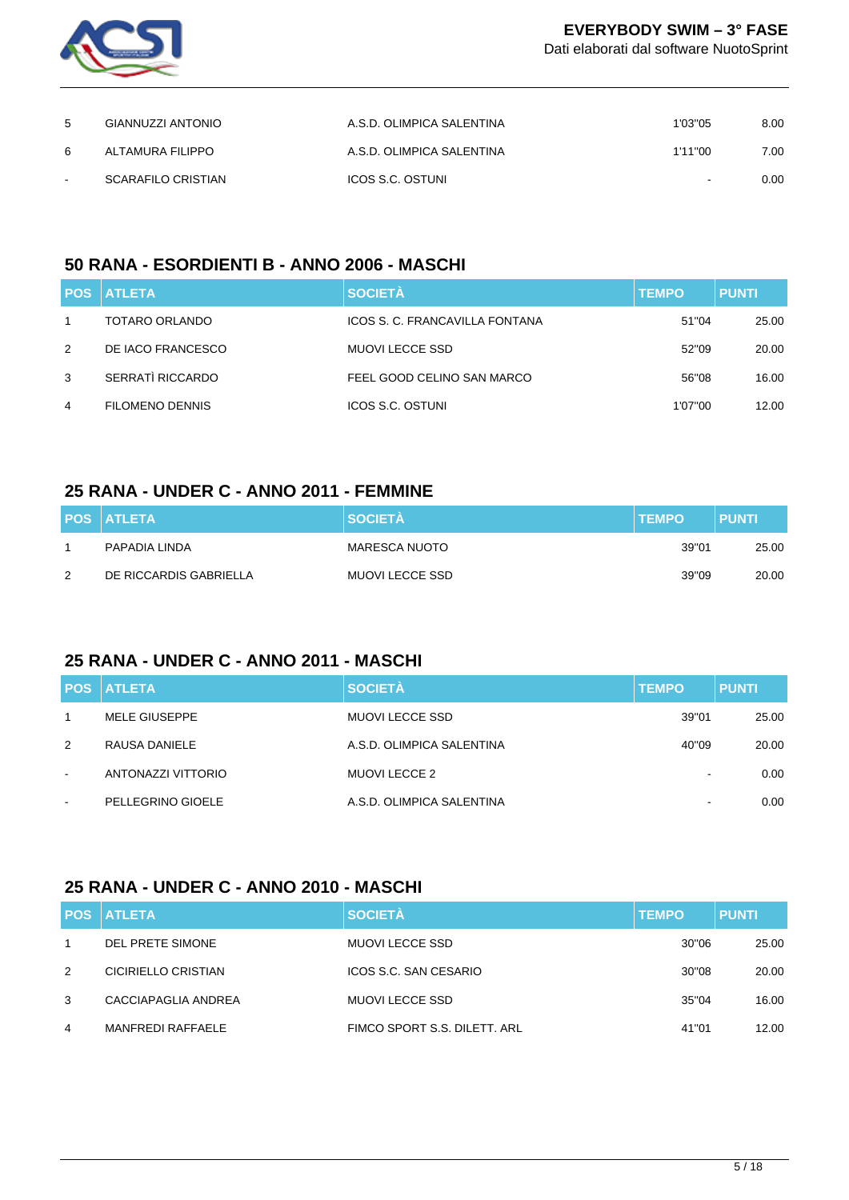| | | | | |
|---|---|---|---|---|
| 5 | GIANNUZZI ANTONIO | A.S.D. OLIMPICA SALENTINA | 1'03"05 | 8.00 |
| 6 | ALTAMURA FILIPPO | A.S.D. OLIMPICA SALENTINA | 1'11"00 | 7.00 |
| - | SCARAFILO CRISTIAN | ICOS S.C. OSTUNI | - | 0.00 |

## 50 RANA - ESORDIENTI B - ANNO 2006 - MASCHI

| POS | ATLETA | SOCIETÀ | TEMPO | PUNTI |
|---|---|---|---|---|
| 1 | TOTARO ORLANDO | ICOS S. C. FRANCAVILLA FONTANA | 51"04 | 25.00 |
| 2 | DE IACO FRANCESCO | MUOVI LECCE SSD | 52"09 | 20.00 |
| 3 | SERRATÌ RICCARDO | FEEL GOOD CELINO SAN MARCO | 56"08 | 16.00 |
| 4 | FILOMENO DENNIS | ICOS S.C. OSTUNI | 1'07"00 | 12.00 |

## 25 RANA - UNDER C - ANNO 2011 - FEMMINE

| POS | ATLETA | SOCIETÀ | TEMPO | PUNTI |
|---|---|---|---|---|
| 1 | PAPADIA LINDA | MARESCA NUOTO | 39"01 | 25.00 |
| 2 | DE RICCARDIS GABRIELLA | MUOVI LECCE SSD | 39"09 | 20.00 |

## 25 RANA - UNDER C - ANNO 2011 - MASCHI

| POS | ATLETA | SOCIETÀ | TEMPO | PUNTI |
|---|---|---|---|---|
| 1 | MELE GIUSEPPE | MUOVI LECCE SSD | 39"01 | 25.00 |
| 2 | RAUSA DANIELE | A.S.D. OLIMPICA SALENTINA | 40"09 | 20.00 |
| - | ANTONAZZI VITTORIO | MUOVI LECCE 2 | - | 0.00 |
| - | PELLEGRINO GIOELE | A.S.D. OLIMPICA SALENTINA | - | 0.00 |

## 25 RANA - UNDER C - ANNO 2010 - MASCHI

| POS | ATLETA | SOCIETÀ | TEMPO | PUNTI |
|---|---|---|---|---|
| 1 | DEL PRETE SIMONE | MUOVI LECCE SSD | 30"06 | 25.00 |
| 2 | CICIRIELLO CRISTIAN | ICOS S.C. SAN CESARIO | 30"08 | 20.00 |
| 3 | CACCIAPAGLIA ANDREA | MUOVI LECCE SSD | 35"04 | 16.00 |
| 4 | MANFREDI RAFFAELE | FIMCO SPORT S.S. DILETT. ARL | 41"01 | 12.00 |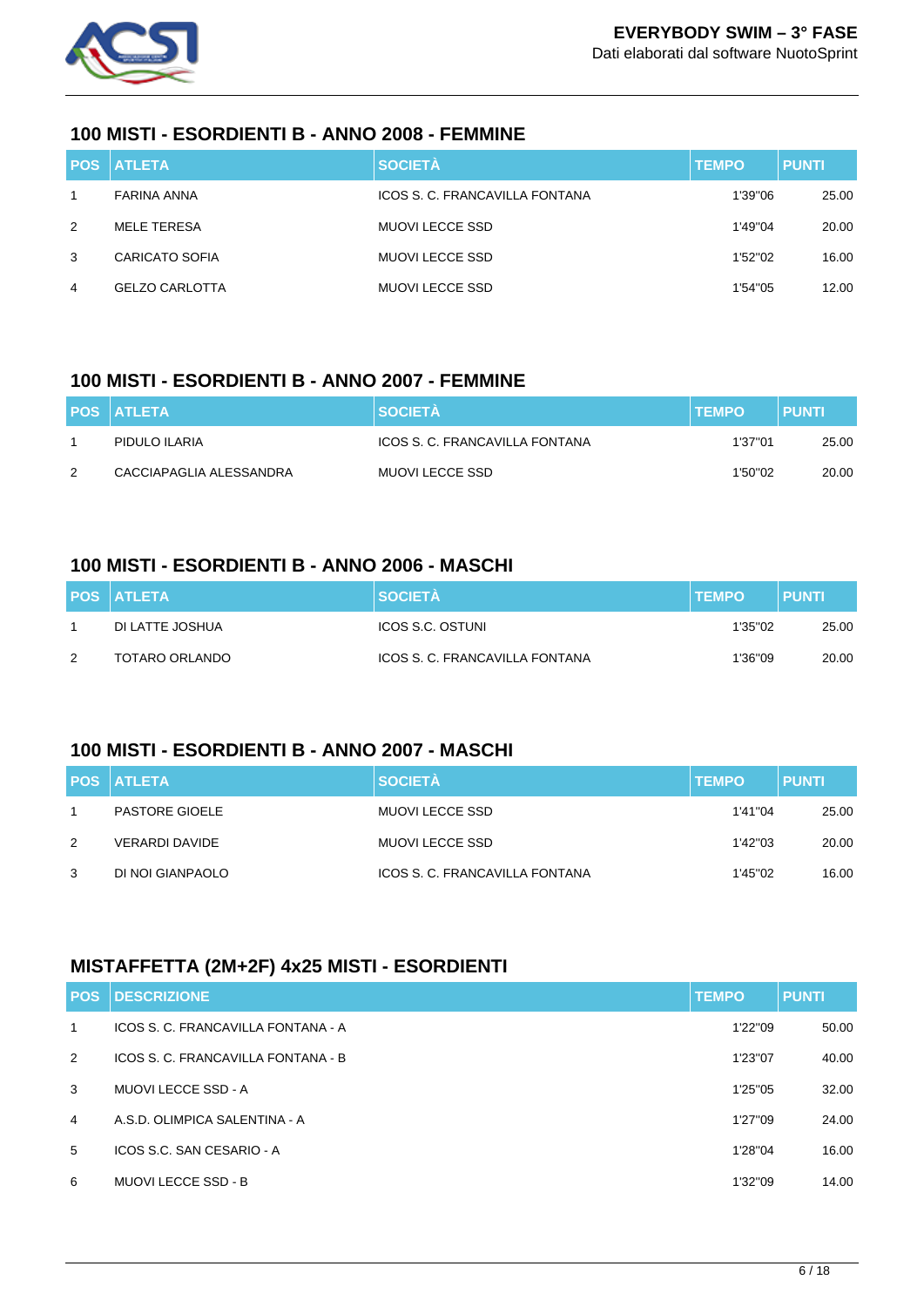## 100 MISTI - ESORDIENTI B - ANNO 2008 - FEMMINE

| POS | ATLETA | SOCIETÀ | TEMPO | PUNTI |
|---|---|---|---|---|
| 1 | FARINA ANNA | ICOS S. C. FRANCAVILLA FONTANA | 1'39''06 | 25.00 |
| 2 | MELE TERESA | MUOVI LECCE SSD | 1'49''04 | 20.00 |
| 3 | CARICATO SOFIA | MUOVI LECCE SSD | 1'52''02 | 16.00 |
| 4 | GELZO CARLOTTA | MUOVI LECCE SSD | 1'54''05 | 12.00 |

## 100 MISTI - ESORDIENTI B - ANNO 2007 - FEMMINE

| POS | ATLETA | SOCIETÀ | TEMPO | PUNTI |
|---|---|---|---|---|
| 1 | PIDULO ILARIA | ICOS S. C. FRANCAVILLA FONTANA | 1'37''01 | 25.00 |
| 2 | CACCIAPAGLIA ALESSANDRA | MUOVI LECCE SSD | 1'50''02 | 20.00 |

## 100 MISTI - ESORDIENTI B - ANNO 2006 - MASCHI

| POS | ATLETA | SOCIETÀ | TEMPO | PUNTI |
|---|---|---|---|---|
| 1 | DI LATTE JOSHUA | ICOS S.C. OSTUNI | 1'35''02 | 25.00 |
| 2 | TOTARO ORLANDO | ICOS S. C. FRANCAVILLA FONTANA | 1'36''09 | 20.00 |

## 100 MISTI - ESORDIENTI B - ANNO 2007 - MASCHI

| POS | ATLETA | SOCIETÀ | TEMPO | PUNTI |
|---|---|---|---|---|
| 1 | PASTORE GIOELE | MUOVI LECCE SSD | 1'41''04 | 25.00 |
| 2 | VERARDI DAVIDE | MUOVI LECCE SSD | 1'42''03 | 20.00 |
| 3 | DI NOI GIANPAOLO | ICOS S. C. FRANCAVILLA FONTANA | 1'45''02 | 16.00 |

## MISTAFFETTA (2M+2F) 4x25 MISTI - ESORDIENTI

| POS | DESCRIZIONE | TEMPO | PUNTI |
|---|---|---|---|
| 1 | ICOS S. C. FRANCAVILLA FONTANA - A | 1'22''09 | 50.00 |
| 2 | ICOS S. C. FRANCAVILLA FONTANA - B | 1'23''07 | 40.00 |
| 3 | MUOVI LECCE SSD - A | 1'25''05 | 32.00 |
| 4 | A.S.D. OLIMPICA SALENTINA - A | 1'27''09 | 24.00 |
| 5 | ICOS S.C. SAN CESARIO - A | 1'28''04 | 16.00 |
| 6 | MUOVI LECCE SSD - B | 1'32''09 | 14.00 |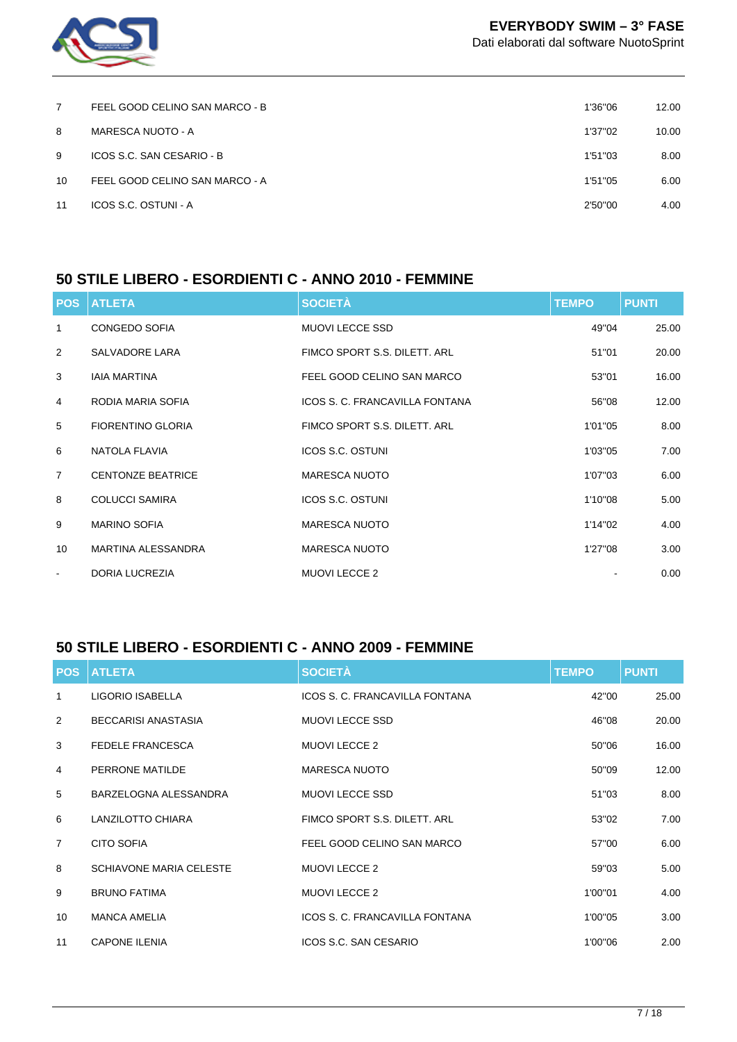| | | | |
|---|---|---|---|
| 7 | FEEL GOOD CELINO SAN MARCO - B | 1'36"06 | 12.00 |
| 8 | MARESCA NUOTO - A | 1'37"02 | 10.00 |
| 9 | ICOS S.C. SAN CESARIO - B | 1'51"03 | 8.00 |
| 10 | FEEL GOOD CELINO SAN MARCO - A | 1'51"05 | 6.00 |
| 11 | ICOS S.C. OSTUNI - A | 2'50"00 | 4.00 |

## 50 STILE LIBERO - ESORDIENTI C - ANNO 2010 - FEMMINE

| POS | ATLETA | SOCIETÀ | TEMPO | PUNTI |
|---|---|---|---|---|
| 1 | CONGEDO SOFIA | MUOVI LECCE SSD | 49"04 | 25.00 |
| 2 | SALVADORE LARA | FIMCO SPORT S.S. DILETT. ARL | 51"01 | 20.00 |
| 3 | IAIA MARTINA | FEEL GOOD CELINO SAN MARCO | 53"01 | 16.00 |
| 4 | RODIA MARIA SOFIA | ICOS S. C. FRANCAVILLA FONTANA | 56"08 | 12.00 |
| 5 | FIORENTINO GLORIA | FIMCO SPORT S.S. DILETT. ARL | 1'01"05 | 8.00 |
| 6 | NATOLA FLAVIA | ICOS S.C. OSTUNI | 1'03"05 | 7.00 |
| 7 | CENTONZE BEATRICE | MARESCA NUOTO | 1'07"03 | 6.00 |
| 8 | COLUCCI SAMIRA | ICOS S.C. OSTUNI | 1'10"08 | 5.00 |
| 9 | MARINO SOFIA | MARESCA NUOTO | 1'14"02 | 4.00 |
| 10 | MARTINA ALESSANDRA | MARESCA NUOTO | 1'27"08 | 3.00 |
| - | DORIA LUCREZIA | MUOVI LECCE 2 | - | 0.00 |

## 50 STILE LIBERO - ESORDIENTI C - ANNO 2009 - FEMMINE

| POS | ATLETA | SOCIETÀ | TEMPO | PUNTI |
|---|---|---|---|---|
| 1 | LIGORIO ISABELLA | ICOS S. C. FRANCAVILLA FONTANA | 42"00 | 25.00 |
| 2 | BECCARISI ANASTASIA | MUOVI LECCE SSD | 46"08 | 20.00 |
| 3 | FEDELE FRANCESCA | MUOVI LECCE 2 | 50"06 | 16.00 |
| 4 | PERRONE MATILDE | MARESCA NUOTO | 50"09 | 12.00 |
| 5 | BARZELOGNA ALESSANDRA | MUOVI LECCE SSD | 51"03 | 8.00 |
| 6 | LANZILOTTO CHIARA | FIMCO SPORT S.S. DILETT. ARL | 53"02 | 7.00 |
| 7 | CITO SOFIA | FEEL GOOD CELINO SAN MARCO | 57"00 | 6.00 |
| 8 | SCHIAVONE MARIA CELESTE | MUOVI LECCE 2 | 59"03 | 5.00 |
| 9 | BRUNO FATIMA | MUOVI LECCE 2 | 1'00"01 | 4.00 |
| 10 | MANCA AMELIA | ICOS S. C. FRANCAVILLA FONTANA | 1'00"05 | 3.00 |
| 11 | CAPONE ILENIA | ICOS S.C. SAN CESARIO | 1'00"06 | 2.00 |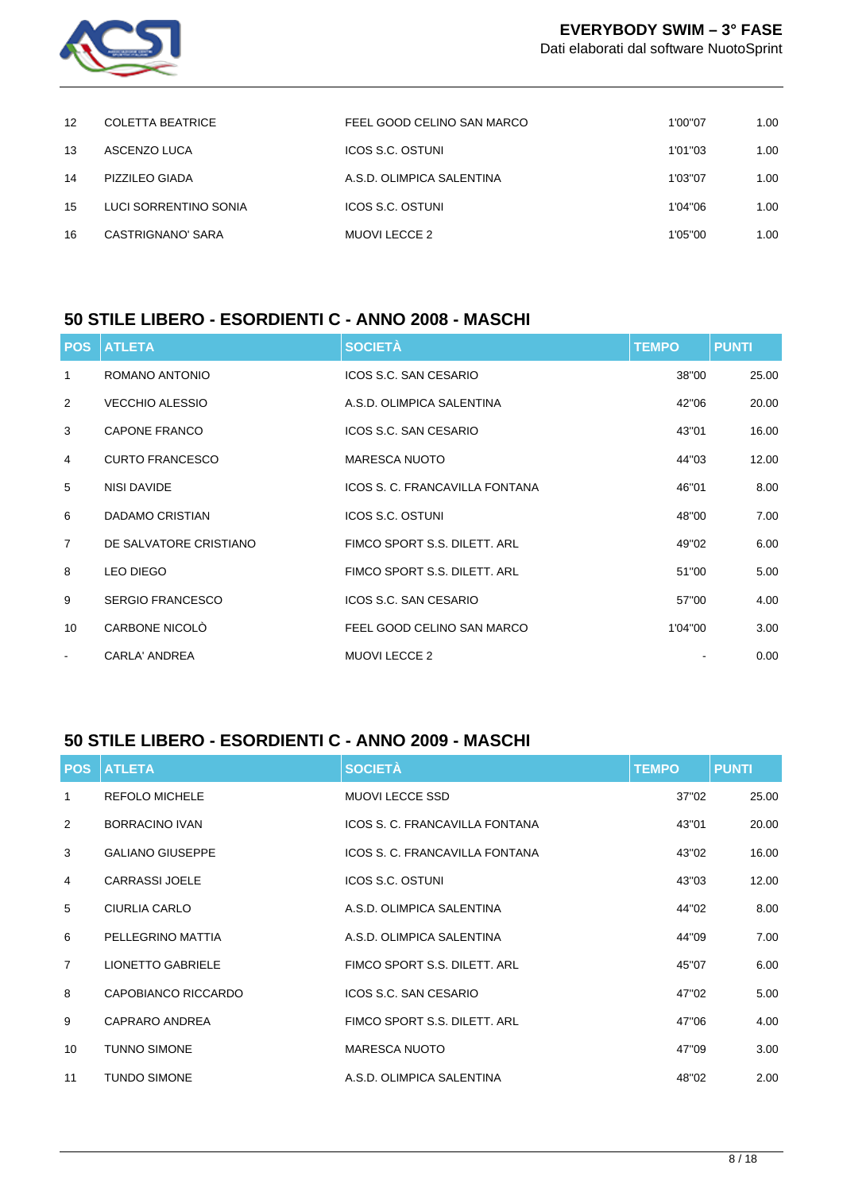| | | | | |
|---|---|---|---|---|
| 12 | COLETTA BEATRICE | FEEL GOOD CELINO SAN MARCO | 1'00"07 | 1.00 |
| 13 | ASCENZO LUCA | ICOS S.C. OSTUNI | 1'01"03 | 1.00 |
| 14 | PIZZILEO GIADA | A.S.D. OLIMPICA SALENTINA | 1'03"07 | 1.00 |
| 15 | LUCI SORRENTINO SONIA | ICOS S.C. OSTUNI | 1'04"06 | 1.00 |
| 16 | CASTRIGNANO' SARA | MUOVI LECCE 2 | 1'05"00 | 1.00 |

## 50 STILE LIBERO - ESORDIENTI C - ANNO 2008 - MASCHI

| POS | ATLETA | SOCIETÀ | TEMPO | PUNTI |
|---|---|---|---|---|
| 1 | ROMANO ANTONIO | ICOS S.C. SAN CESARIO | 38"00 | 25.00 |
| 2 | VECCHIO ALESSIO | A.S.D. OLIMPICA SALENTINA | 42"06 | 20.00 |
| 3 | CAPONE FRANCO | ICOS S.C. SAN CESARIO | 43"01 | 16.00 |
| 4 | CURTO FRANCESCO | MARESCA NUOTO | 44"03 | 12.00 |
| 5 | NISI DAVIDE | ICOS S. C. FRANCAVILLA FONTANA | 46"01 | 8.00 |
| 6 | DADAMO CRISTIAN | ICOS S.C. OSTUNI | 48"00 | 7.00 |
| 7 | DE SALVATORE CRISTIANO | FIMCO SPORT S.S. DILETT. ARL | 49"02 | 6.00 |
| 8 | LEO DIEGO | FIMCO SPORT S.S. DILETT. ARL | 51"00 | 5.00 |
| 9 | SERGIO FRANCESCO | ICOS S.C. SAN CESARIO | 57"00 | 4.00 |
| 10 | CARBONE NICOLÒ | FEEL GOOD CELINO SAN MARCO | 1'04"00 | 3.00 |
| - | CARLA' ANDREA | MUOVI LECCE 2 | - | 0.00 |

## 50 STILE LIBERO - ESORDIENTI C - ANNO 2009 - MASCHI

| POS | ATLETA | SOCIETÀ | TEMPO | PUNTI |
|---|---|---|---|---|
| 1 | REFOLO MICHELE | MUOVI LECCE SSD | 37"02 | 25.00 |
| 2 | BORRACINO IVAN | ICOS S. C. FRANCAVILLA FONTANA | 43"01 | 20.00 |
| 3 | GALIANO GIUSEPPE | ICOS S. C. FRANCAVILLA FONTANA | 43"02 | 16.00 |
| 4 | CARRASSI JOELE | ICOS S.C. OSTUNI | 43"03 | 12.00 |
| 5 | CIURLIA CARLO | A.S.D. OLIMPICA SALENTINA | 44"02 | 8.00 |
| 6 | PELLEGRINO MATTIA | A.S.D. OLIMPICA SALENTINA | 44"09 | 7.00 |
| 7 | LIONETTO GABRIELE | FIMCO SPORT S.S. DILETT. ARL | 45"07 | 6.00 |
| 8 | CAPOBIANCO RICCARDO | ICOS S.C. SAN CESARIO | 47"02 | 5.00 |
| 9 | CAPRARO ANDREA | FIMCO SPORT S.S. DILETT. ARL | 47"06 | 4.00 |
| 10 | TUNNO SIMONE | MARESCA NUOTO | 47"09 | 3.00 |
| 11 | TUNDO SIMONE | A.S.D. OLIMPICA SALENTINA | 48"02 | 2.00 |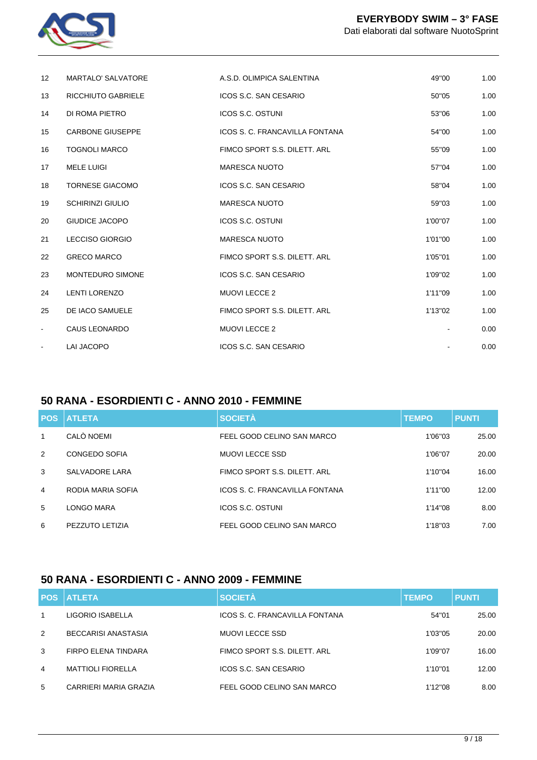| | | | | |
|---|---|---|---|---|
| 12 | MARTALO' SALVATORE | A.S.D. OLIMPICA SALENTINA | 49"00 | 1.00 |
| 13 | RICCHIUTO GABRIELE | ICOS S.C. SAN CESARIO | 50"05 | 1.00 |
| 14 | DI ROMA PIETRO | ICOS S.C. OSTUNI | 53"06 | 1.00 |
| 15 | CARBONE GIUSEPPE | ICOS S. C. FRANCAVILLA FONTANA | 54"00 | 1.00 |
| 16 | TOGNOLI MARCO | FIMCO SPORT S.S. DILETT. ARL | 55"09 | 1.00 |
| 17 | MELE LUIGI | MARESCA NUOTO | 57"04 | 1.00 |
| 18 | TORNESE GIACOMO | ICOS S.C. SAN CESARIO | 58"04 | 1.00 |
| 19 | SCHIRINZI GIULIO | MARESCA NUOTO | 59"03 | 1.00 |
| 20 | GIUDICE JACOPO | ICOS S.C. OSTUNI | 1'00"07 | 1.00 |
| 21 | LECCISO GIORGIO | MARESCA NUOTO | 1'01"00 | 1.00 |
| 22 | GRECO MARCO | FIMCO SPORT S.S. DILETT. ARL | 1'05"01 | 1.00 |
| 23 | MONTEDURO SIMONE | ICOS S.C. SAN CESARIO | 1'09"02 | 1.00 |
| 24 | LENTI LORENZO | MUOVI LECCE 2 | 1'11"09 | 1.00 |
| 25 | DE IACO SAMUELE | FIMCO SPORT S.S. DILETT. ARL | 1'13"02 | 1.00 |
| - | CAUS LEONARDO | MUOVI LECCE 2 | - | 0.00 |
| - | LAI JACOPO | ICOS S.C. SAN CESARIO | - | 0.00 |

## 50 RANA - ESORDIENTI C - ANNO 2010 - FEMMINE

| POS | ATLETA | SOCIETÀ | TEMPO | PUNTI |
|---|---|---|---|---|
| 1 | CALÒ NOEMI | FEEL GOOD CELINO SAN MARCO | 1'06"03 | 25.00 |
| 2 | CONGEDO SOFIA | MUOVI LECCE SSD | 1'06"07 | 20.00 |
| 3 | SALVADORE LARA | FIMCO SPORT S.S. DILETT. ARL | 1'10"04 | 16.00 |
| 4 | RODIA MARIA SOFIA | ICOS S. C. FRANCAVILLA FONTANA | 1'11"00 | 12.00 |
| 5 | LONGO MARA | ICOS S.C. OSTUNI | 1'14"08 | 8.00 |
| 6 | PEZZUTO LETIZIA | FEEL GOOD CELINO SAN MARCO | 1'18"03 | 7.00 |

## 50 RANA - ESORDIENTI C - ANNO 2009 - FEMMINE

| POS | ATLETA | SOCIETÀ | TEMPO | PUNTI |
|---|---|---|---|---|
| 1 | LIGORIO ISABELLA | ICOS S. C. FRANCAVILLA FONTANA | 54"01 | 25.00 |
| 2 | BECCARISI ANASTASIA | MUOVI LECCE SSD | 1'03"05 | 20.00 |
| 3 | FIRPO ELENA TINDARA | FIMCO SPORT S.S. DILETT. ARL | 1'09"07 | 16.00 |
| 4 | MATTIOLI FIORELLA | ICOS S.C. SAN CESARIO | 1'10"01 | 12.00 |
| 5 | CARRIERI MARIA GRAZIA | FEEL GOOD CELINO SAN MARCO | 1'12"08 | 8.00 |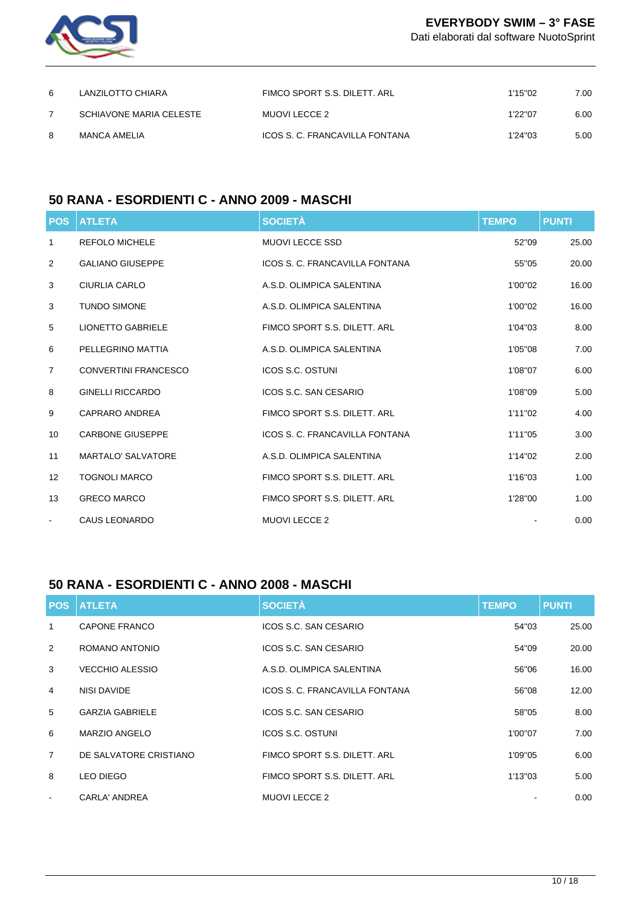| 6 | LANZILOTTO CHIARA | FIMCO SPORT S.S. DILETT. ARL | 1'15"02 | 7.00 |
|---|---|---|---|---|
| 7 | SCHIAVONE MARIA CELESTE | MUOVI LECCE 2 | 1'22"07 | 6.00 |
| 8 | MANCA AMELIA | ICOS S. C. FRANCAVILLA FONTANA | 1'24"03 | 5.00 |

## 50 RANA - ESORDIENTI C - ANNO 2009 - MASCHI

| POS | ATLETA | SOCIETÀ | TEMPO | PUNTI |
|---|---|---|---|---|
| 1 | REFOLO MICHELE | MUOVI LECCE SSD | 52"09 | 25.00 |
| 2 | GALIANO GIUSEPPE | ICOS S. C. FRANCAVILLA FONTANA | 55"05 | 20.00 |
| 3 | CIURLIA CARLO | A.S.D. OLIMPICA SALENTINA | 1'00"02 | 16.00 |
| 3 | TUNDO SIMONE | A.S.D. OLIMPICA SALENTINA | 1'00"02 | 16.00 |
| 5 | LIONETTO GABRIELE | FIMCO SPORT S.S. DILETT. ARL | 1'04"03 | 8.00 |
| 6 | PELLEGRINO MATTIA | A.S.D. OLIMPICA SALENTINA | 1'05"08 | 7.00 |
| 7 | CONVERTINI FRANCESCO | ICOS S.C. OSTUNI | 1'08"07 | 6.00 |
| 8 | GINELLI RICCARDO | ICOS S.C. SAN CESARIO | 1'08"09 | 5.00 |
| 9 | CAPRARO ANDREA | FIMCO SPORT S.S. DILETT. ARL | 1'11"02 | 4.00 |
| 10 | CARBONE GIUSEPPE | ICOS S. C. FRANCAVILLA FONTANA | 1'11"05 | 3.00 |
| 11 | MARTALO' SALVATORE | A.S.D. OLIMPICA SALENTINA | 1'14"02 | 2.00 |
| 12 | TOGNOLI MARCO | FIMCO SPORT S.S. DILETT. ARL | 1'16"03 | 1.00 |
| 13 | GRECO MARCO | FIMCO SPORT S.S. DILETT. ARL | 1'28"00 | 1.00 |
| - | CAUS LEONARDO | MUOVI LECCE 2 | - | 0.00 |

## 50 RANA - ESORDIENTI C - ANNO 2008 - MASCHI

| POS | ATLETA | SOCIETÀ | TEMPO | PUNTI |
|---|---|---|---|---|
| 1 | CAPONE FRANCO | ICOS S.C. SAN CESARIO | 54"03 | 25.00 |
| 2 | ROMANO ANTONIO | ICOS S.C. SAN CESARIO | 54"09 | 20.00 |
| 3 | VECCHIO ALESSIO | A.S.D. OLIMPICA SALENTINA | 56"06 | 16.00 |
| 4 | NISI DAVIDE | ICOS S. C. FRANCAVILLA FONTANA | 56"08 | 12.00 |
| 5 | GARZIA GABRIELE | ICOS S.C. SAN CESARIO | 58"05 | 8.00 |
| 6 | MARZIO ANGELO | ICOS S.C. OSTUNI | 1'00"07 | 7.00 |
| 7 | DE SALVATORE CRISTIANO | FIMCO SPORT S.S. DILETT. ARL | 1'09"05 | 6.00 |
| 8 | LEO DIEGO | FIMCO SPORT S.S. DILETT. ARL | 1'13"03 | 5.00 |
| - | CARLA' ANDREA | MUOVI LECCE 2 | - | 0.00 |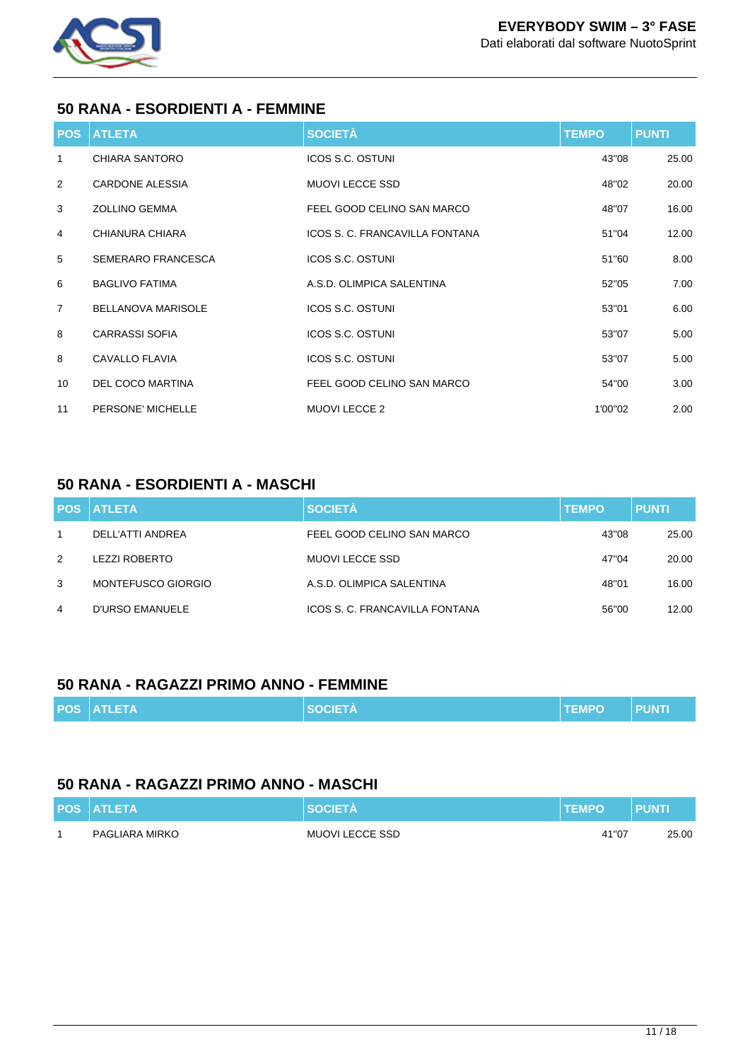## 50 RANA - ESORDIENTI A - FEMMINE

| POS | ATLETA | SOCIETÀ | TEMPO | PUNTI |
|---|---|---|---|---|
| 1 | CHIARA SANTORO | ICOS S.C. OSTUNI | 43"08 | 25.00 |
| 2 | CARDONE ALESSIA | MUOVI LECCE SSD | 48"02 | 20.00 |
| 3 | ZOLLINO GEMMA | FEEL GOOD CELINO SAN MARCO | 48"07 | 16.00 |
| 4 | CHIANURA CHIARA | ICOS S. C. FRANCAVILLA FONTANA | 51"04 | 12.00 |
| 5 | SEMERARO FRANCESCA | ICOS S.C. OSTUNI | 51"60 | 8.00 |
| 6 | BAGLIVO FATIMA | A.S.D. OLIMPICA SALENTINA | 52"05 | 7.00 |
| 7 | BELLANOVA MARISOLE | ICOS S.C. OSTUNI | 53"01 | 6.00 |
| 8 | CARRASSI SOFIA | ICOS S.C. OSTUNI | 53"07 | 5.00 |
| 8 | CAVALLO FLAVIA | ICOS S.C. OSTUNI | 53"07 | 5.00 |
| 10 | DEL COCO MARTINA | FEEL GOOD CELINO SAN MARCO | 54"00 | 3.00 |
| 11 | PERSONE' MICHELLE | MUOVI LECCE 2 | 1'00"02 | 2.00 |

## 50 RANA - ESORDIENTI A - MASCHI

| POS | ATLETA | SOCIETÀ | TEMPO | PUNTI |
|---|---|---|---|---|
| 1 | DELL'ATTI ANDREA | FEEL GOOD CELINO SAN MARCO | 43"08 | 25.00 |
| 2 | LEZZI ROBERTO | MUOVI LECCE SSD | 47"04 | 20.00 |
| 3 | MONTEFUSCO GIORGIO | A.S.D. OLIMPICA SALENTINA | 48"01 | 16.00 |
| 4 | D'URSO EMANUELE | ICOS S. C. FRANCAVILLA FONTANA | 56"00 | 12.00 |

## 50 RANA - RAGAZZI PRIMO ANNO - FEMMINE

| POS | ATLETA | SOCIETÀ | TEMPO | PUNTI |
|---|---|---|---|---|

## 50 RANA - RAGAZZI PRIMO ANNO - MASCHI

| POS | ATLETA | SOCIETÀ | TEMPO | PUNTI |
|---|---|---|---|---|
| 1 | PAGLIARA MIRKO | MUOVI LECCE SSD | 41"07 | 25.00 |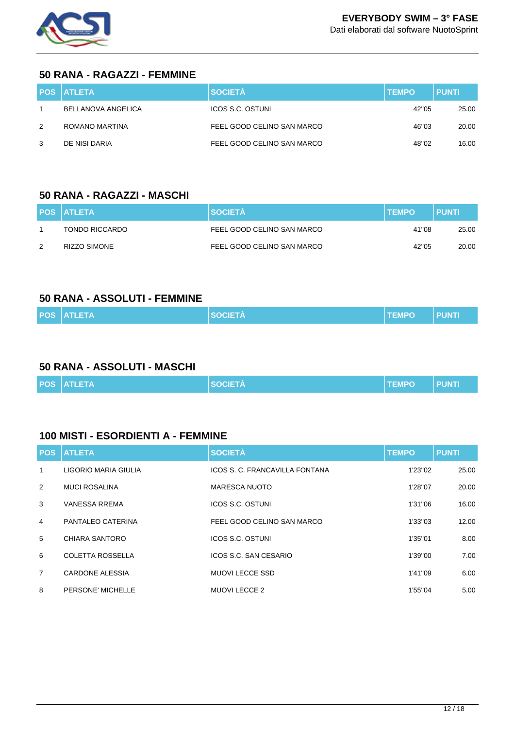## 50 RANA - RAGAZZI - FEMMINE

| POS | ATLETA | SOCIETÀ | TEMPO | PUNTI |
|---|---|---|---|---|
| 1 | BELLANOVA ANGELICA | ICOS S.C. OSTUNI | 42"05 | 25.00 |
| 2 | ROMANO MARTINA | FEEL GOOD CELINO SAN MARCO | 46"03 | 20.00 |
| 3 | DE NISI DARIA | FEEL GOOD CELINO SAN MARCO | 48"02 | 16.00 |

## 50 RANA - RAGAZZI - MASCHI

| POS | ATLETA | SOCIETÀ | TEMPO | PUNTI |
|---|---|---|---|---|
| 1 | TONDO RICCARDO | FEEL GOOD CELINO SAN MARCO | 41"08 | 25.00 |
| 2 | RIZZO SIMONE | FEEL GOOD CELINO SAN MARCO | 42"05 | 20.00 |

## 50 RANA - ASSOLUTI - FEMMINE

| POS | ATLETA | SOCIETÀ | TEMPO | PUNTI |
|---|---|---|---|---|

## 50 RANA - ASSOLUTI - MASCHI

| POS | ATLETA | SOCIETÀ | TEMPO | PUNTI |
|---|---|---|---|---|

## 100 MISTI - ESORDIENTI A - FEMMINE

| POS | ATLETA | SOCIETÀ | TEMPO | PUNTI |
|---|---|---|---|---|
| 1 | LIGORIO MARIA GIULIA | ICOS S. C. FRANCAVILLA FONTANA | 1'23"02 | 25.00 |
| 2 | MUCI ROSALINA | MARESCA NUOTO | 1'28"07 | 20.00 |
| 3 | VANESSA RREMA | ICOS S.C. OSTUNI | 1'31"06 | 16.00 |
| 4 | PANTALEO CATERINA | FEEL GOOD CELINO SAN MARCO | 1'33"03 | 12.00 |
| 5 | CHIARA SANTORO | ICOS S.C. OSTUNI | 1'35"01 | 8.00 |
| 6 | COLETTA ROSSELLA | ICOS S.C. SAN CESARIO | 1'39"00 | 7.00 |
| 7 | CARDONE ALESSIA | MUOVI LECCE SSD | 1'41"09 | 6.00 |
| 8 | PERSONE' MICHELLE | MUOVI LECCE 2 | 1'55"04 | 5.00 |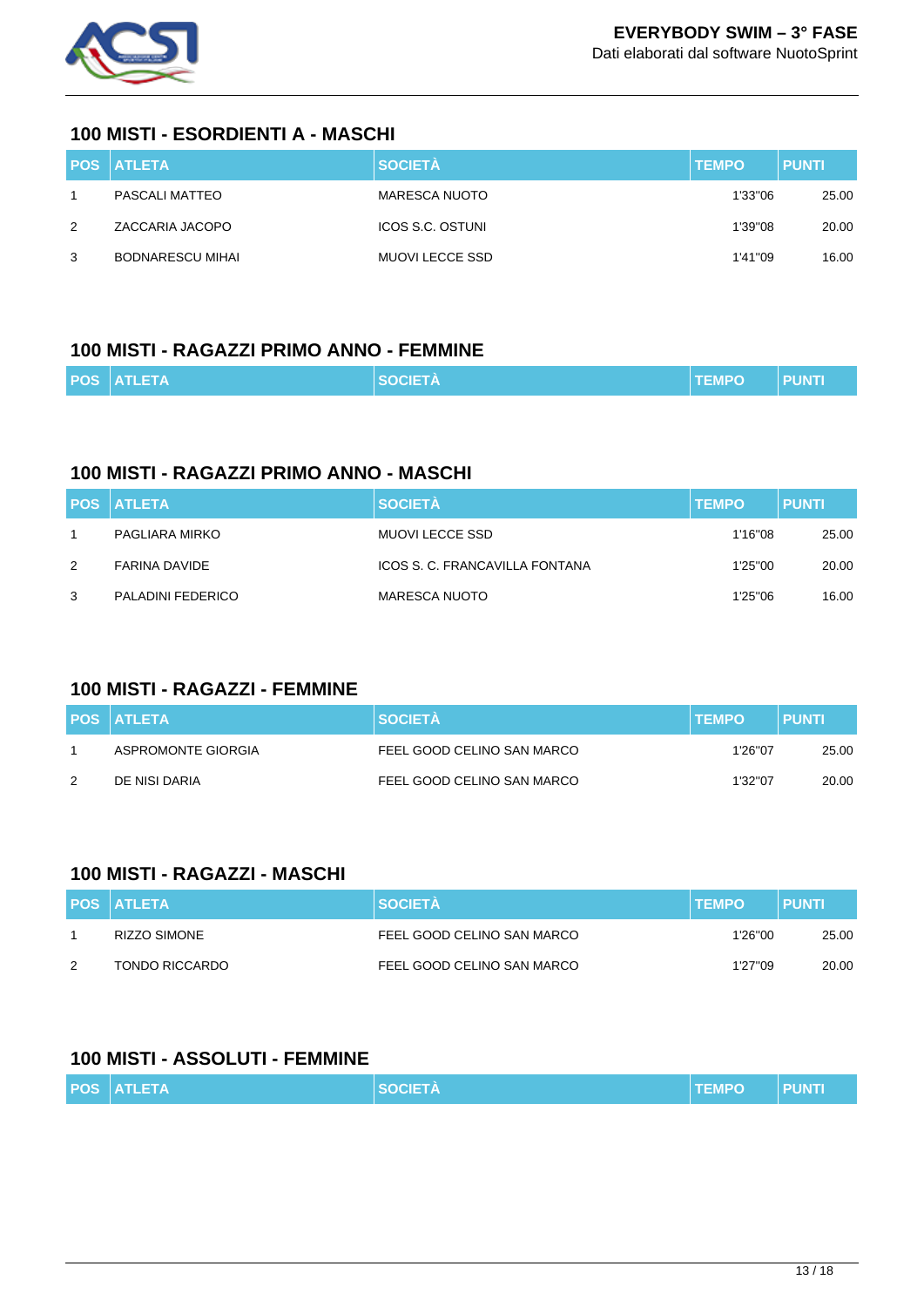## 100 MISTI - ESORDIENTI A - MASCHI

| POS | ATLETA | SOCIETÀ | TEMPO | PUNTI |
|---|---|---|---|---|
| 1 | PASCALI MATTEO | MARESCA NUOTO | 1'33"06 | 25.00 |
| 2 | ZACCARIA JACOPO | ICOS S.C. OSTUNI | 1'39"08 | 20.00 |
| 3 | BODNARESCU MIHAI | MUOVI LECCE SSD | 1'41"09 | 16.00 |

## 100 MISTI - RAGAZZI PRIMO ANNO - FEMMINE

| POS | ATLETA | SOCIETÀ | TEMPO | PUNTI |
|---|---|---|---|---|

## 100 MISTI - RAGAZZI PRIMO ANNO - MASCHI

| POS | ATLETA | SOCIETÀ | TEMPO | PUNTI |
|---|---|---|---|---|
| 1 | PAGLIARA MIRKO | MUOVI LECCE SSD | 1'16"08 | 25.00 |
| 2 | FARINA DAVIDE | ICOS S. C. FRANCAVILLA FONTANA | 1'25"00 | 20.00 |
| 3 | PALADINI FEDERICO | MARESCA NUOTO | 1'25"06 | 16.00 |

## 100 MISTI - RAGAZZI - FEMMINE

| POS | ATLETA | SOCIETÀ | TEMPO | PUNTI |
|---|---|---|---|---|
| 1 | ASPROMONTE GIORGIA | FEEL GOOD CELINO SAN MARCO | 1'26"07 | 25.00 |
| 2 | DE NISI DARIA | FEEL GOOD CELINO SAN MARCO | 1'32"07 | 20.00 |

## 100 MISTI - RAGAZZI - MASCHI

| POS | ATLETA | SOCIETÀ | TEMPO | PUNTI |
|---|---|---|---|---|
| 1 | RIZZO SIMONE | FEEL GOOD CELINO SAN MARCO | 1'26"00 | 25.00 |
| 2 | TONDO RICCARDO | FEEL GOOD CELINO SAN MARCO | 1'27"09 | 20.00 |

## 100 MISTI - ASSOLUTI - FEMMINE

| POS | ATLETA | SOCIETÀ | TEMPO | PUNTI |
|---|---|---|---|---|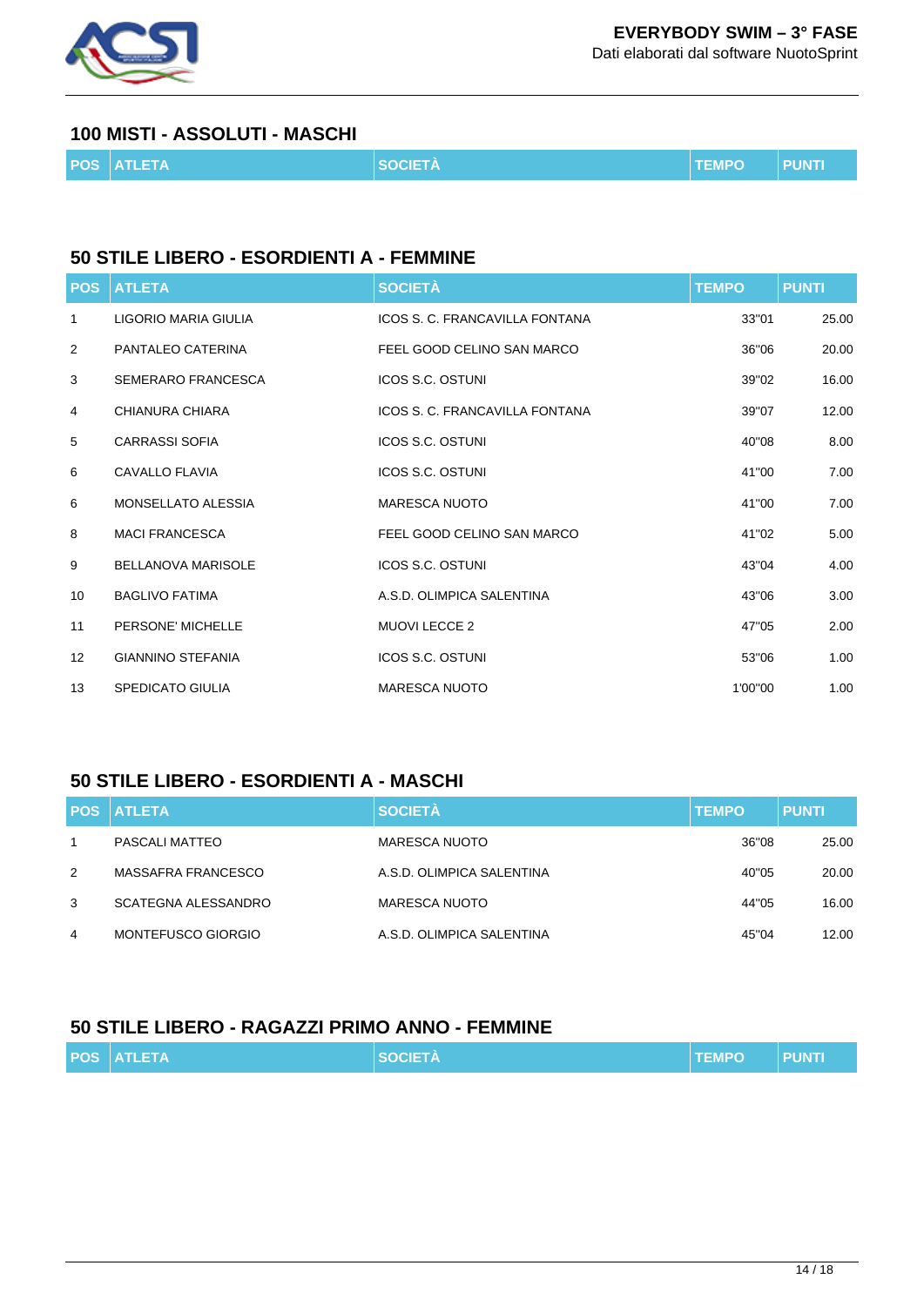## 100 MISTI - ASSOLUTI - MASCHI

| POS | ATLETA | SOCIETÀ | TEMPO | PUNTI |
|---|---|---|---|---|

## 50 STILE LIBERO - ESORDIENTI A - FEMMINE

| POS | ATLETA | SOCIETÀ | TEMPO | PUNTI |
|---|---|---|---|---|
| 1 | LIGORIO MARIA GIULIA | ICOS S. C. FRANCAVILLA FONTANA | 33"01 | 25.00 |
| 2 | PANTALEO CATERINA | FEEL GOOD CELINO SAN MARCO | 36"06 | 20.00 |
| 3 | SEMERARO FRANCESCA | ICOS S.C. OSTUNI | 39"02 | 16.00 |
| 4 | CHIANURA CHIARA | ICOS S. C. FRANCAVILLA FONTANA | 39"07 | 12.00 |
| 5 | CARRASSI SOFIA | ICOS S.C. OSTUNI | 40"08 | 8.00 |
| 6 | CAVALLO FLAVIA | ICOS S.C. OSTUNI | 41"00 | 7.00 |
| 6 | MONSELLATO ALESSIA | MARESCA NUOTO | 41"00 | 7.00 |
| 8 | MACI FRANCESCA | FEEL GOOD CELINO SAN MARCO | 41"02 | 5.00 |
| 9 | BELLANOVA MARISOLE | ICOS S.C. OSTUNI | 43"04 | 4.00 |
| 10 | BAGLIVO FATIMA | A.S.D. OLIMPICA SALENTINA | 43"06 | 3.00 |
| 11 | PERSONE' MICHELLE | MUOVI LECCE 2 | 47"05 | 2.00 |
| 12 | GIANNINO STEFANIA | ICOS S.C. OSTUNI | 53"06 | 1.00 |
| 13 | SPEDICATO GIULIA | MARESCA NUOTO | 1'00"00 | 1.00 |

## 50 STILE LIBERO - ESORDIENTI A - MASCHI

| POS | ATLETA | SOCIETÀ | TEMPO | PUNTI |
|---|---|---|---|---|
| 1 | PASCALI MATTEO | MARESCA NUOTO | 36"08 | 25.00 |
| 2 | MASSAFRA FRANCESCO | A.S.D. OLIMPICA SALENTINA | 40"05 | 20.00 |
| 3 | SCATEGNA ALESSANDRO | MARESCA NUOTO | 44"05 | 16.00 |
| 4 | MONTEFUSCO GIORGIO | A.S.D. OLIMPICA SALENTINA | 45"04 | 12.00 |

## 50 STILE LIBERO - RAGAZZI PRIMO ANNO - FEMMINE

| POS | ATLETA | SOCIETÀ | TEMPO | PUNTI |
|---|---|---|---|---|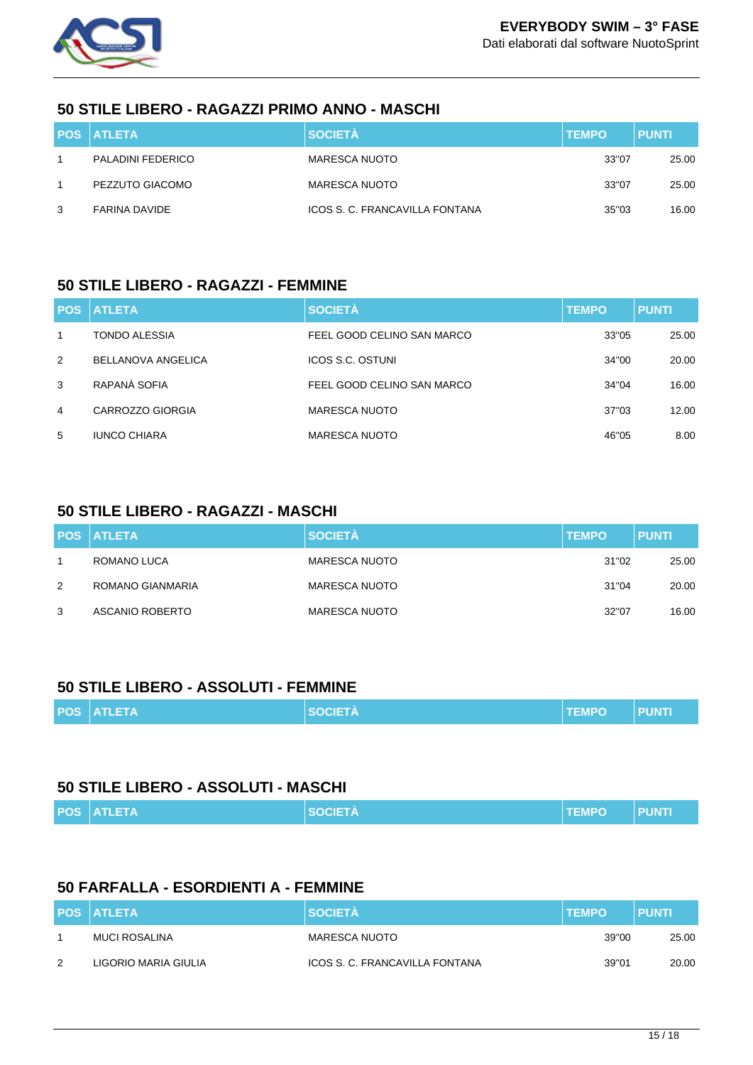## 50 STILE LIBERO - RAGAZZI PRIMO ANNO - MASCHI

| POS | ATLETA | SOCIETÀ | TEMPO | PUNTI |
|---|---|---|---|---|
| 1 | PALADINI FEDERICO | MARESCA NUOTO | 33"07 | 25.00 |
| 1 | PEZZUTO GIACOMO | MARESCA NUOTO | 33"07 | 25.00 |
| 3 | FARINA DAVIDE | ICOS S. C. FRANCAVILLA FONTANA | 35"03 | 16.00 |

## 50 STILE LIBERO - RAGAZZI - FEMMINE

| POS | ATLETA | SOCIETÀ | TEMPO | PUNTI |
|---|---|---|---|---|
| 1 | TONDO ALESSIA | FEEL GOOD CELINO SAN MARCO | 33"05 | 25.00 |
| 2 | BELLANOVA ANGELICA | ICOS S.C. OSTUNI | 34"00 | 20.00 |
| 3 | RAPANÀ SOFIA | FEEL GOOD CELINO SAN MARCO | 34"04 | 16.00 |
| 4 | CARROZZO GIORGIA | MARESCA NUOTO | 37"03 | 12.00 |
| 5 | IUNCO CHIARA | MARESCA NUOTO | 46"05 | 8.00 |

## 50 STILE LIBERO - RAGAZZI - MASCHI

| POS | ATLETA | SOCIETÀ | TEMPO | PUNTI |
|---|---|---|---|---|
| 1 | ROMANO LUCA | MARESCA NUOTO | 31"02 | 25.00 |
| 2 | ROMANO GIANMARIA | MARESCA NUOTO | 31"04 | 20.00 |
| 3 | ASCANIO ROBERTO | MARESCA NUOTO | 32"07 | 16.00 |

## 50 STILE LIBERO - ASSOLUTI - FEMMINE

| POS | ATLETA | SOCIETÀ | TEMPO | PUNTI |
|---|---|---|---|---|

## 50 STILE LIBERO - ASSOLUTI - MASCHI

| POS | ATLETA | SOCIETÀ | TEMPO | PUNTI |
|---|---|---|---|---|

## 50 FARFALLA - ESORDIENTI A - FEMMINE

| POS | ATLETA | SOCIETÀ | TEMPO | PUNTI |
|---|---|---|---|---|
| 1 | MUCI ROSALINA | MARESCA NUOTO | 39"00 | 25.00 |
| 2 | LIGORIO MARIA GIULIA | ICOS S. C. FRANCAVILLA FONTANA | 39"01 | 20.00 |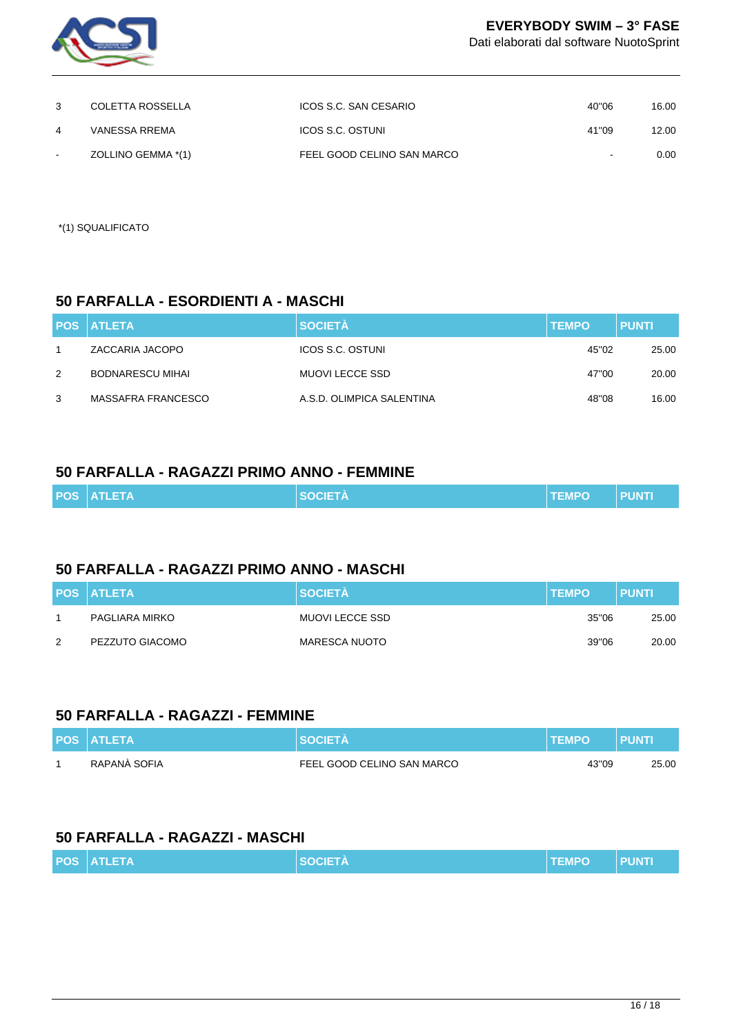| | | | | |
|---|---|---|---|---|
| 3 | COLETTA ROSSELLA | ICOS S.C. SAN CESARIO | 40"06 | 16.00 |
| 4 | VANESSA RREMA | ICOS S.C. OSTUNI | 41"09 | 12.00 |
| - | ZOLLINO GEMMA *(1) | FEEL GOOD CELINO SAN MARCO | - | 0.00 |

*(1) SQUALIFICATO

## 50 FARFALLA - ESORDIENTI A - MASCHI

| POS | ATLETA | SOCIETÀ | TEMPO | PUNTI |
|---|---|---|---|---|
| 1 | ZACCARIA JACOPO | ICOS S.C. OSTUNI | 45"02 | 25.00 |
| 2 | BODNARESCU MIHAI | MUOVI LECCE SSD | 47"00 | 20.00 |
| 3 | MASSAFRA FRANCESCO | A.S.D. OLIMPICA SALENTINA | 48"08 | 16.00 |

## 50 FARFALLA - RAGAZZI PRIMO ANNO - FEMMINE

| POS | ATLETA | SOCIETÀ | TEMPO | PUNTI |
|---|---|---|---|---|

## 50 FARFALLA - RAGAZZI PRIMO ANNO - MASCHI

| POS | ATLETA | SOCIETÀ | TEMPO | PUNTI |
|---|---|---|---|---|
| 1 | PAGLIARA MIRKO | MUOVI LECCE SSD | 35"06 | 25.00 |
| 2 | PEZZUTO GIACOMO | MARESCA NUOTO | 39"06 | 20.00 |

## 50 FARFALLA - RAGAZZI - FEMMINE

| POS | ATLETA | SOCIETÀ | TEMPO | PUNTI |
|---|---|---|---|---|
| 1 | RAPANÀ SOFIA | FEEL GOOD CELINO SAN MARCO | 43"09 | 25.00 |

## 50 FARFALLA - RAGAZZI - MASCHI

| POS | ATLETA | SOCIETÀ | TEMPO | PUNTI |
|---|---|---|---|---|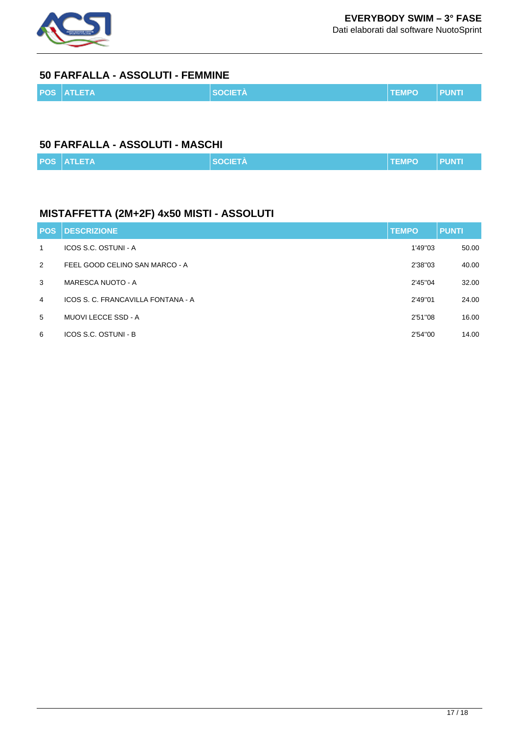## 50 FARFALLA - ASSOLUTI - FEMMINE

| POS | ATLETA | SOCIETÀ | TEMPO | PUNTI |
|---|---|---|---|---|

## 50 FARFALLA - ASSOLUTI - MASCHI

| POS | ATLETA | SOCIETÀ | TEMPO | PUNTI |
|---|---|---|---|---|

## MISTAFFETTA (2M+2F) 4x50 MISTI - ASSOLUTI

| POS | DESCRIZIONE | TEMPO | PUNTI |
|---|---|---|---|
| 1 | ICOS S.C. OSTUNI - A | 1'49"03 | 50.00 |
| 2 | FEEL GOOD CELINO SAN MARCO - A | 2'38"03 | 40.00 |
| 3 | MARESCA NUOTO - A | 2'45"04 | 32.00 |
| 4 | ICOS S. C. FRANCAVILLA FONTANA - A | 2'49"01 | 24.00 |
| 5 | MUOVI LECCE SSD - A | 2'51"08 | 16.00 |
| 6 | ICOS S.C. OSTUNI - B | 2'54"00 | 14.00 |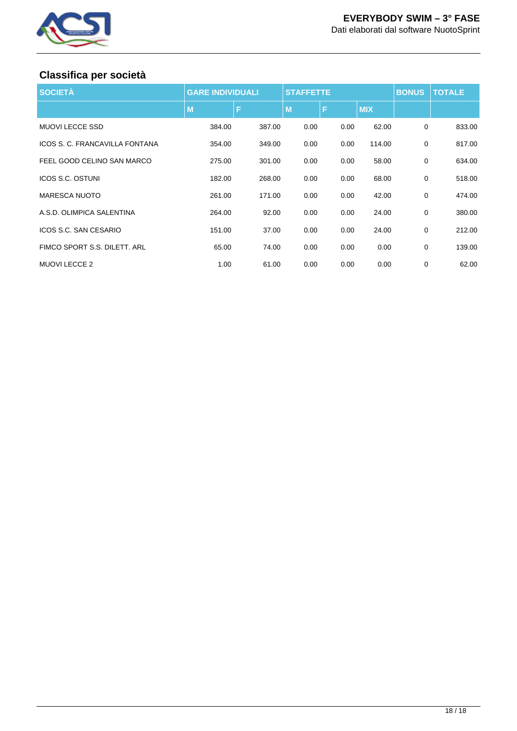## Classifica per società

| SOCIETÀ | GARE INDIVIDUALI | | STAFFETTE | | | BONUS | TOTALE |
|---|---|---|---|---|---|---|---|
| | M | F | M | F | MIX | | |
| MUOVI LECCE SSD | 384.00 | 387.00 | 0.00 | 0.00 | 62.00 | 0 | 833.00 |
| ICOS S. C. FRANCAVILLA FONTANA | 354.00 | 349.00 | 0.00 | 0.00 | 114.00 | 0 | 817.00 |
| FEEL GOOD CELINO SAN MARCO | 275.00 | 301.00 | 0.00 | 0.00 | 58.00 | 0 | 634.00 |
| ICOS S.C. OSTUNI | 182.00 | 268.00 | 0.00 | 0.00 | 68.00 | 0 | 518.00 |
| MARESCA NUOTO | 261.00 | 171.00 | 0.00 | 0.00 | 42.00 | 0 | 474.00 |
| A.S.D. OLIMPICA SALENTINA | 264.00 | 92.00 | 0.00 | 0.00 | 24.00 | 0 | 380.00 |
| ICOS S.C. SAN CESARIO | 151.00 | 37.00 | 0.00 | 0.00 | 24.00 | 0 | 212.00 |
| FIMCO SPORT S.S. DILETT. ARL | 65.00 | 74.00 | 0.00 | 0.00 | 0.00 | 0 | 139.00 |
| MUOVI LECCE 2 | 1.00 | 61.00 | 0.00 | 0.00 | 0.00 | 0 | 62.00 |